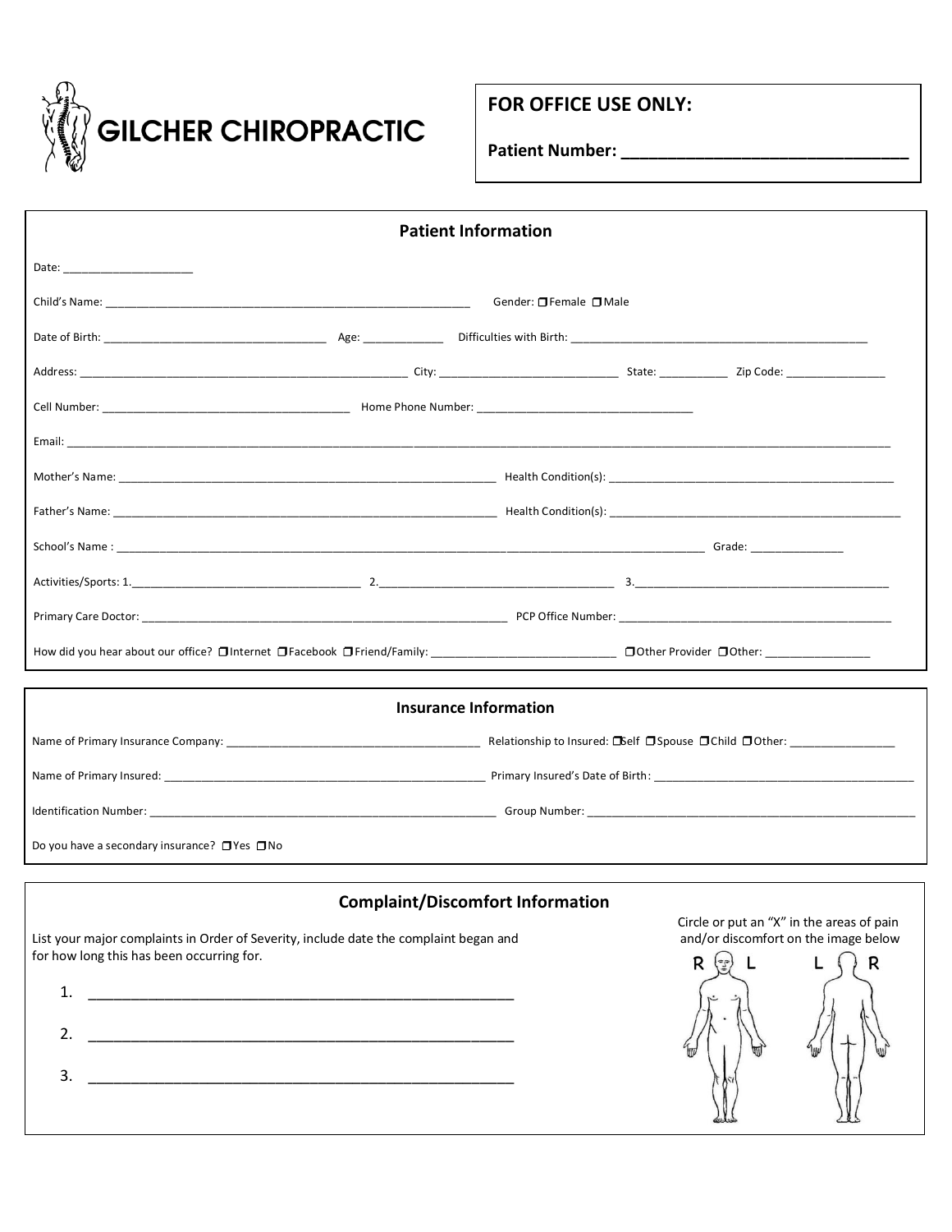# GILCHER CHIROPRACTIC

**FOR OFFICE USE ONLY:**

**Patient Number: ______________________________**

## Patient Information

Date: ____________________

Child's Name: ____________________________________________________________ Gender: ❒ Female ❒ Male

Date of Birth: ____________________________________ Age: ____________ Difficulties with Birth: ________________________________________________

Address: ______________________________________________________ City: _____________________________ State: ___________ Zip Code: ________________

Cell Number: ________________________________________ Home Phone Number: ___________________________________

Email: ________________________________________________________________________________________________________________________________

Mother's Name: ______________________________________________________________ Health Condition(s): ______________________________________________

Father's Name: ______________________________________________________________ Health Condition(s): ______________________________________________

School's Name : __________________________________________________________________________________________________ Grade: _______________

Activities/Sports: 1.______________________________________ 2.______________________________________ 3.__________________________________________

Primary Care Doctor: ______________________________________________________________ PCP Office Number: ______________________________________________

How did you hear about our office? ❒ Internet ❒ Facebook ❒ Friend/Family: _____________________________ ❒ Other Provider ❒ Other: ________________

## Insurance Information

Name of Primary Insurance Company: ________________________________________ Relationship to Insured: ❒ Self ❒ Spouse ❒ Child ❒ Other: _________________

Name of Primary Insured: ______________________________________________________ Primary Insured's Date of Birth: __________________________________________

Identification Number: ____________________________________________________________ Group Number: ______________________________________________________

Do you have a secondary insurance? ❒ Yes ❒ No

## Complaint/Discomfort Information

List your major complaints in Order of Severity, include date the complaint began and for how long this has been occurring for.

1. ____________________________________________________
2. ____________________________________________________
3. ____________________________________________________

Circle or put an "X" in the areas of pain and/or discomfort on the image below

R L L R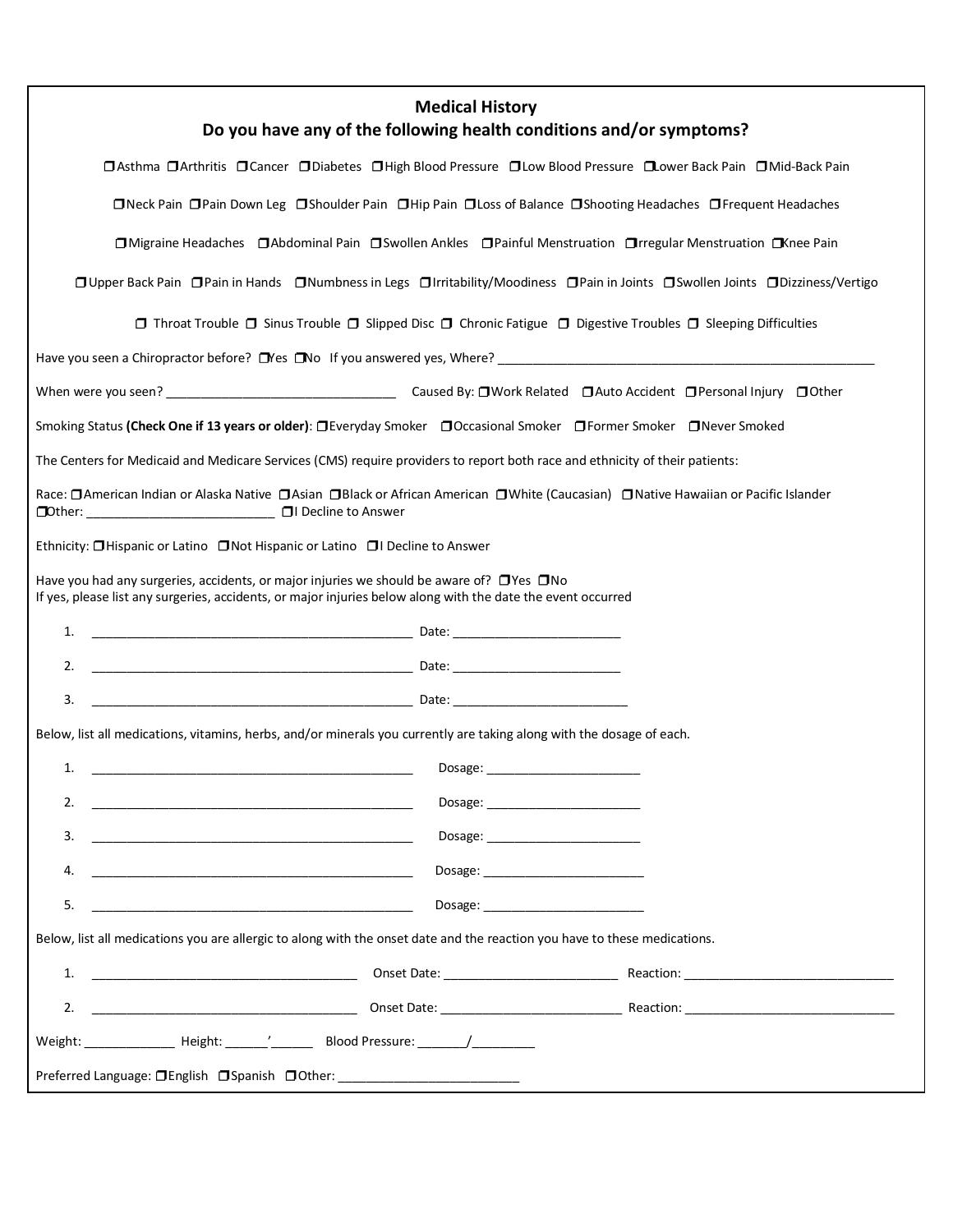## Medical History

### Do you have any of the following health conditions and/or symptoms?

❒ Asthma ❒ Arthritis ❒ Cancer ❒ Diabetes ❒ High Blood Pressure ❒ Low Blood Pressure ❒ Lower Back Pain ❒ Mid-Back Pain

❒ Neck Pain ❒ Pain Down Leg ❒ Shoulder Pain ❒ Hip Pain ❒ Loss of Balance ❒ Shooting Headaches ❒ Frequent Headaches

❒ Migraine Headaches ❒ Abdominal Pain ❒ Swollen Ankles ❒ Painful Menstruation ❒ Irregular Menstruation ❒ Knee Pain

❒ Upper Back Pain ❒ Pain in Hands ❒ Numbness in Legs ❒ Irritability/Moodiness ❒ Pain in Joints ❒ Swollen Joints ❒ Dizziness/Vertigo

❒ Throat Trouble ❒ Sinus Trouble ❒ Slipped Disc ❒ Chronic Fatigue ❒ Digestive Troubles ❒ Sleeping Difficulties

Have you seen a Chiropractor before? ❒ Yes ❒ No If you answered yes, Where? ______________________________________________________

When were you seen? ________________________________ Caused By: ❒ Work Related ❒ Auto Accident ❒ Personal Injury ❒ Other

Smoking Status **(Check One if 13 years or older)**: ❒ Everyday Smoker ❒ Occasional Smoker ❒ Former Smoker ❒ Never Smoked

The Centers for Medicaid and Medicare Services (CMS) require providers to report both race and ethnicity of their patients:

Race: ❒ American Indian or Alaska Native ❒ Asian ❒ Black or African American ❒ White (Caucasian) ❒ Native Hawaiian or Pacific Islander ❒ Other: _________________________ ❒ I Decline to Answer

Ethnicity: ❒ Hispanic or Latino ❒ Not Hispanic or Latino ❒ I Decline to Answer

Have you had any surgeries, accidents, or major injuries we should be aware of? ❒ Yes ❒ No
If yes, please list any surgeries, accidents, or major injuries below along with the date the event occurred

1. ____________________________________________ Date: ______________________
2. ____________________________________________ Date: ______________________
3. ____________________________________________ Date: ______________________

Below, list all medications, vitamins, herbs, and/or minerals you currently are taking along with the dosage of each.

1. ____________________________________________ Dosage: ____________________
2. ____________________________________________ Dosage: ____________________
3. ____________________________________________ Dosage: ____________________
4. ____________________________________________ Dosage: ____________________
5. ____________________________________________ Dosage: ____________________

Below, list all medications you are allergic to along with the onset date and the reaction you have to these medications.

1. ____________________________________ Onset Date: ______________________ Reaction: ___________________________
2. ____________________________________ Onset Date: ______________________ Reaction: ___________________________

Weight: ____________ Height: ______'______ Blood Pressure: _______/_________

Preferred Language: ❒ English ❒ Spanish ❒ Other: ________________________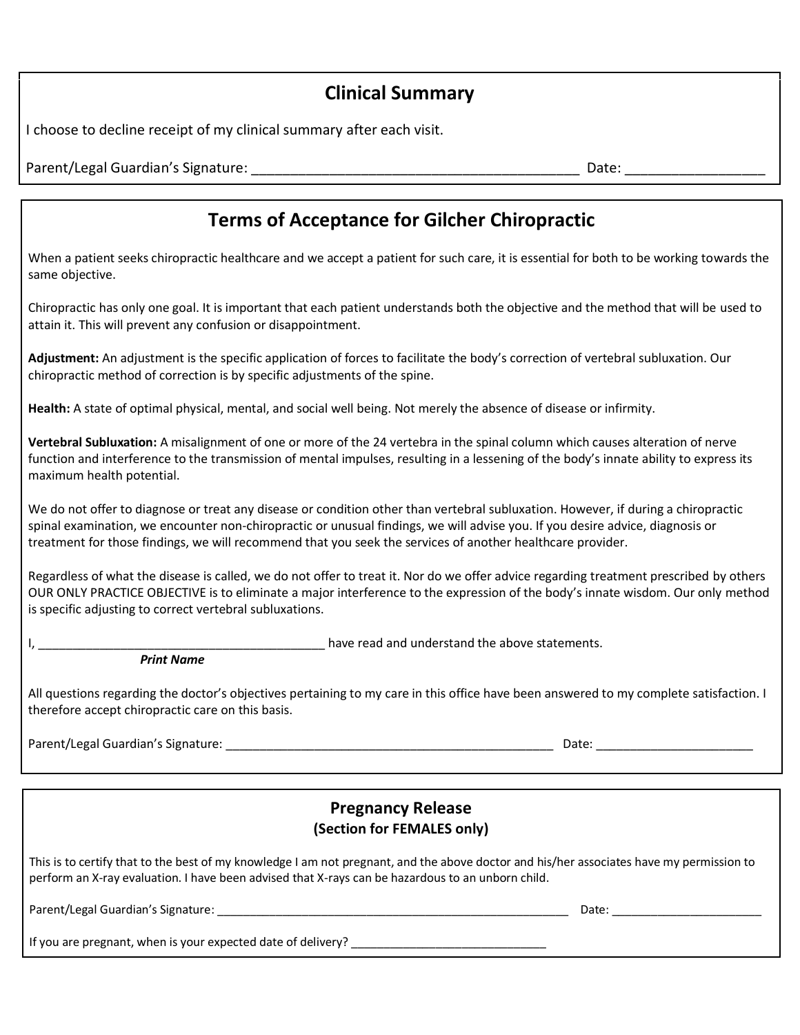## Clinical Summary

I choose to decline receipt of my clinical summary after each visit.

Parent/Legal Guardian's Signature: ___________________________________________ Date: _________________

## Terms of Acceptance for Gilcher Chiropractic

When a patient seeks chiropractic healthcare and we accept a patient for such care, it is essential for both to be working towards the same objective.

Chiropractic has only one goal. It is important that each patient understands both the objective and the method that will be used to attain it. This will prevent any confusion or disappointment.

**Adjustment:** An adjustment is the specific application of forces to facilitate the body's correction of vertebral subluxation. Our chiropractic method of correction is by specific adjustments of the spine.

**Health:** A state of optimal physical, mental, and social well being. Not merely the absence of disease or infirmity.

**Vertebral Subluxation:** A misalignment of one or more of the 24 vertebra in the spinal column which causes alteration of nerve function and interference to the transmission of mental impulses, resulting in a lessening of the body's innate ability to express its maximum health potential.

We do not offer to diagnose or treat any disease or condition other than vertebral subluxation. However, if during a chiropractic spinal examination, we encounter non-chiropractic or unusual findings, we will advise you. If you desire advice, diagnosis or treatment for those findings, we will recommend that you seek the services of another healthcare provider.

Regardless of what the disease is called, we do not offer to treat it. Nor do we offer advice regarding treatment prescribed by others OUR ONLY PRACTICE OBJECTIVE is to eliminate a major interference to the expression of the body's innate wisdom. Our only method is specific adjusting to correct vertebral subluxations.

I, ___________________________________________ have read and understand the above statements.
***Print Name***

All questions regarding the doctor's objectives pertaining to my care in this office have been answered to my complete satisfaction. I therefore accept chiropractic care on this basis.

Parent/Legal Guardian's Signature: __________________________________________________ Date: _______________________

## Pregnancy Release
### (Section for FEMALES only)

This is to certify that to the best of my knowledge I am not pregnant, and the above doctor and his/her associates have my permission to perform an X-ray evaluation. I have been advised that X-rays can be hazardous to an unborn child.

Parent/Legal Guardian's Signature: _______________________________________________________ Date: ______________________

If you are pregnant, when is your expected date of delivery? ______________________________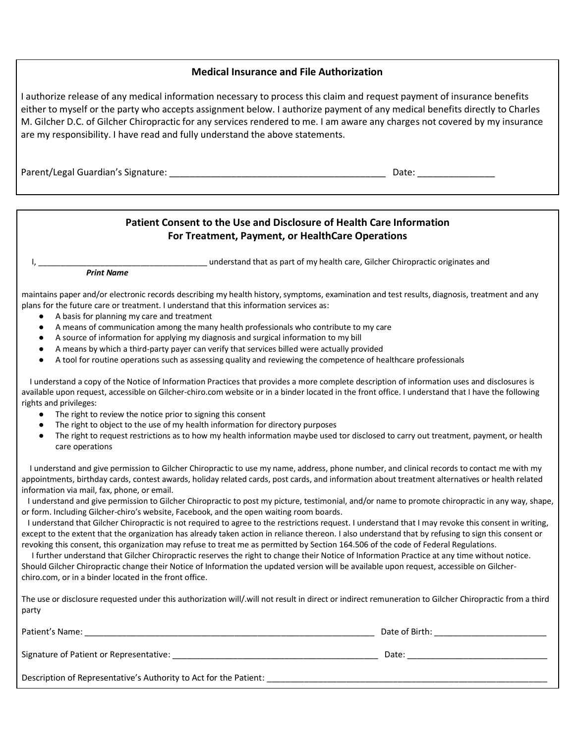## Medical Insurance and File Authorization

I authorize release of any medical information necessary to process this claim and request payment of insurance benefits either to myself or the party who accepts assignment below. I authorize payment of any medical benefits directly to Charles M. Gilcher D.C. of Gilcher Chiropractic for any services rendered to me. I am aware any charges not covered by my insurance are my responsibility. I have read and fully understand the above statements.

Parent/Legal Guardian's Signature: ___________________________________________ Date: _______________

## Patient Consent to the Use and Disclosure of Health Care Information For Treatment, Payment, or HealthCare Operations

I, _____________________________________ understand that as part of my health care, Gilcher Chiropractic originates and
***Print Name***

maintains paper and/or electronic records describing my health history, symptoms, examination and test results, diagnosis, treatment and any plans for the future care or treatment. I understand that this information services as:

- A basis for planning my care and treatment
- A means of communication among the many health professionals who contribute to my care
- A source of information for applying my diagnosis and surgical information to my bill
- A means by which a third-party payer can verify that services billed were actually provided
- A tool for routine operations such as assessing quality and reviewing the competence of healthcare professionals

I understand a copy of the Notice of Information Practices that provides a more complete description of information uses and disclosures is available upon request, accessible on Gilcher-chiro.com website or in a binder located in the front office. I understand that I have the following rights and privileges:

- The right to review the notice prior to signing this consent
- The right to object to the use of my health information for directory purposes
- The right to request restrictions as to how my health information maybe used tor disclosed to carry out treatment, payment, or health care operations

I understand and give permission to Gilcher Chiropractic to use my name, address, phone number, and clinical records to contact me with my appointments, birthday cards, contest awards, holiday related cards, post cards, and information about treatment alternatives or health related information via mail, fax, phone, or email.

I understand and give permission to Gilcher Chiropractic to post my picture, testimonial, and/or name to promote chiropractic in any way, shape, or form. Including Gilcher-chiro's website, Facebook, and the open waiting room boards.

I understand that Gilcher Chiropractic is not required to agree to the restrictions request. I understand that I may revoke this consent in writing, except to the extent that the organization has already taken action in reliance thereon. I also understand that by refusing to sign this consent or revoking this consent, this organization may refuse to treat me as permitted by Section 164.506 of the code of Federal Regulations.

I further understand that Gilcher Chiropractic reserves the right to change their Notice of Information Practice at any time without notice. Should Gilcher Chiropractic change their Notice of Information the updated version will be available upon request, accessible on Gilcher-chiro.com, or in a binder located in the front office.

The use or disclosure requested under this authorization will/.will not result in direct or indirect remuneration to Gilcher Chiropractic from a third party

Patient's Name: _________________________________________________________________ Date of Birth: ________________________

Signature of Patient or Representative: ____________________________________________ Date: ______________________________

Description of Representative's Authority to Act for the Patient: ______________________________________________________________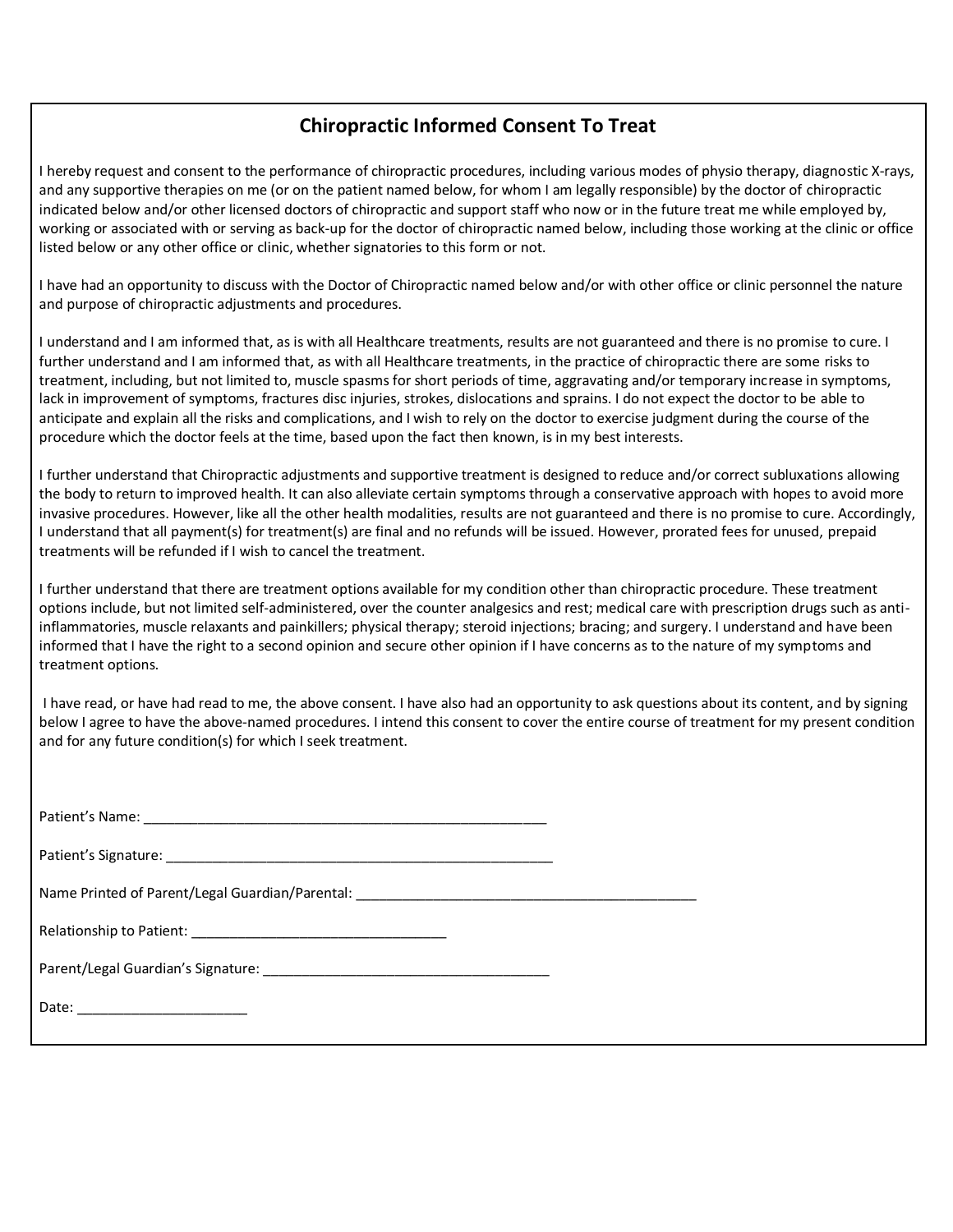# Chiropractic Informed Consent To Treat

I hereby request and consent to the performance of chiropractic procedures, including various modes of physio therapy, diagnostic X-rays, and any supportive therapies on me (or on the patient named below, for whom I am legally responsible) by the doctor of chiropractic indicated below and/or other licensed doctors of chiropractic and support staff who now or in the future treat me while employed by, working or associated with or serving as back-up for the doctor of chiropractic named below, including those working at the clinic or office listed below or any other office or clinic, whether signatories to this form or not.

I have had an opportunity to discuss with the Doctor of Chiropractic named below and/or with other office or clinic personnel the nature and purpose of chiropractic adjustments and procedures.

I understand and I am informed that, as is with all Healthcare treatments, results are not guaranteed and there is no promise to cure. I further understand and I am informed that, as with all Healthcare treatments, in the practice of chiropractic there are some risks to treatment, including, but not limited to, muscle spasms for short periods of time, aggravating and/or temporary increase in symptoms, lack in improvement of symptoms, fractures disc injuries, strokes, dislocations and sprains. I do not expect the doctor to be able to anticipate and explain all the risks and complications, and I wish to rely on the doctor to exercise judgment during the course of the procedure which the doctor feels at the time, based upon the fact then known, is in my best interests.

I further understand that Chiropractic adjustments and supportive treatment is designed to reduce and/or correct subluxations allowing the body to return to improved health. It can also alleviate certain symptoms through a conservative approach with hopes to avoid more invasive procedures. However, like all the other health modalities, results are not guaranteed and there is no promise to cure. Accordingly, I understand that all payment(s) for treatment(s) are final and no refunds will be issued. However, prorated fees for unused, prepaid treatments will be refunded if I wish to cancel the treatment.

I further understand that there are treatment options available for my condition other than chiropractic procedure. These treatment options include, but not limited self-administered, over the counter analgesics and rest; medical care with prescription drugs such as anti-inflammatories, muscle relaxants and painkillers; physical therapy; steroid injections; bracing; and surgery. I understand and have been informed that I have the right to a second opinion and secure other opinion if I have concerns as to the nature of my symptoms and treatment options.

I have read, or have had read to me, the above consent. I have also had an opportunity to ask questions about its content, and by signing below I agree to have the above-named procedures. I intend this consent to cover the entire course of treatment for my present condition and for any future condition(s) for which I seek treatment.

Patient's Name: ____________________________________________________

Patient's Signature: __________________________________________________

Name Printed of Parent/Legal Guardian/Parental: ______________________________________________

Relationship to Patient: _________________________________

Parent/Legal Guardian's Signature: ______________________________________

Date: ______________________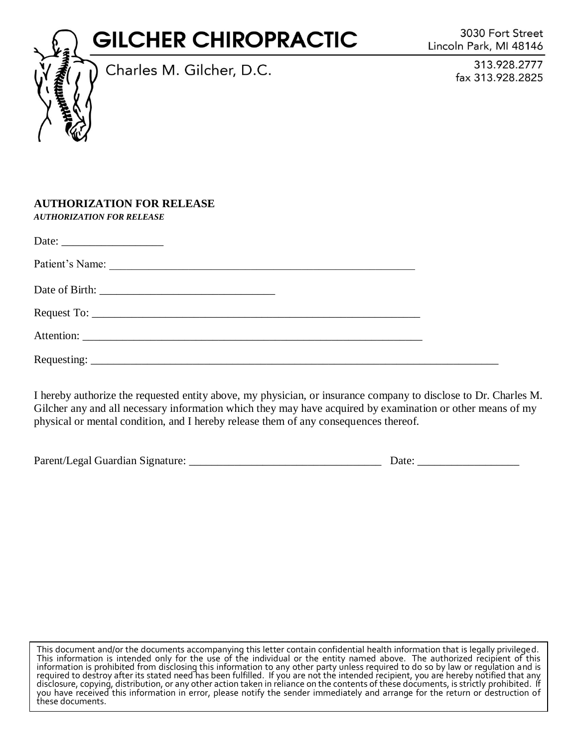# GILCHER CHIROPRACTIC

Charles M. Gilcher, D.C.

3030 Fort Street
Lincoln Park, MI 48146

313.928.2777
fax 313.928.2825

## AUTHORIZATION FOR RELEASE

***AUTHORIZATION FOR RELEASE***

Date: __________________

Patient's Name: ________________________________________________________

Date of Birth: ________________________________

Request To: ___________________________________________________________

Attention: _____________________________________________________________

Requesting: ___________________________________________________________________________

I hereby authorize the requested entity above, my physician, or insurance company to disclose to Dr. Charles M. Gilcher any and all necessary information which they may have acquired by examination or other means of my physical or mental condition, and I hereby release them of any consequences thereof.

Parent/Legal Guardian Signature: __________________________________ Date: __________________

This document and/or the documents accompanying this letter contain confidential health information that is legally privileged. This information is intended only for the use of the individual or the entity named above. The authorized recipient of this information is prohibited from disclosing this information to any other party unless required to do so by law or regulation and is required to destroy after its stated need has been fulfilled. If you are not the intended recipient, you are hereby notified that any disclosure, copying, distribution, or any other action taken in reliance on the contents of these documents, is strictly prohibited. If you have received this information in error, please notify the sender immediately and arrange for the return or destruction of these documents.